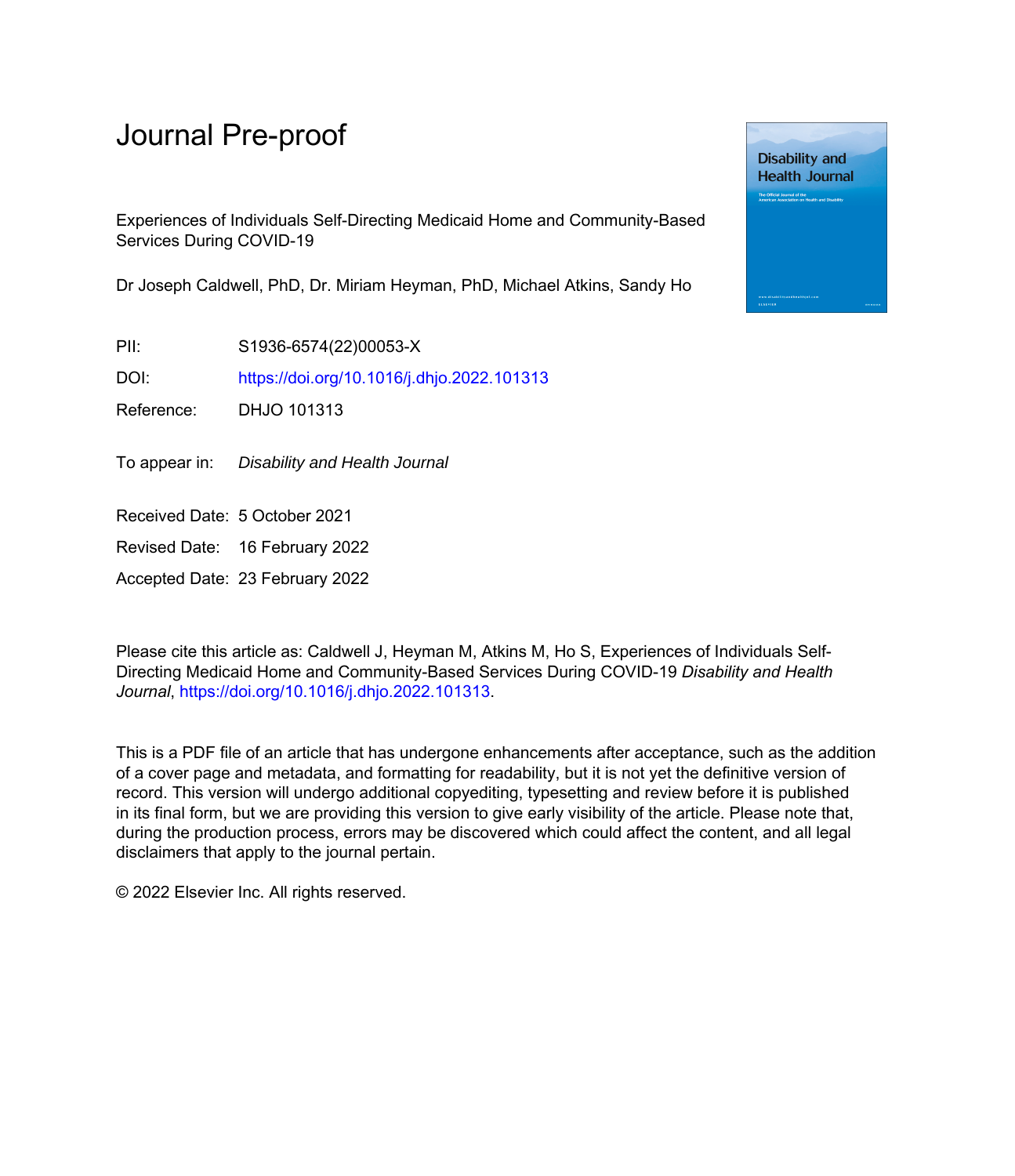# Journal Pre-proof

Experiences of Individuals Self-Directing Medicaid Home and Community-Based Services During COVID-19

Dr Joseph Caldwell, PhD, Dr. Miriam Heyman, PhD, Michael Atkins, Sandy Ho

PII: S1936-6574(22)00053-X

DOI: https://doi.org/10.1016/j.dhjo.2022.101313

Reference: DHJO 101313

To appear in: *Disability and Health Journal*

Received Date: 5 October 2021

Revised Date: 16 February 2022

Accepted Date: 23 February 2022

Please cite this article as: Caldwell J, Heyman M, Atkins M, Ho S, Experiences of Individuals Self-Directing Medicaid Home and Community-Based Services During COVID-19 *Disability and Health Journal*, https://doi.org/10.1016/j.dhjo.2022.101313.

This is a PDF file of an article that has undergone enhancements after acceptance, such as the addition of a cover page and metadata, and formatting for readability, but it is not yet the definitive version of record. This version will undergo additional copyediting, typesetting and review before it is published in its final form, but we are providing this version to give early visibility of the article. Please note that, during the production process, errors may be discovered which could affect the content, and all legal disclaimers that apply to the journal pertain.

© 2022 Elsevier Inc. All rights reserved.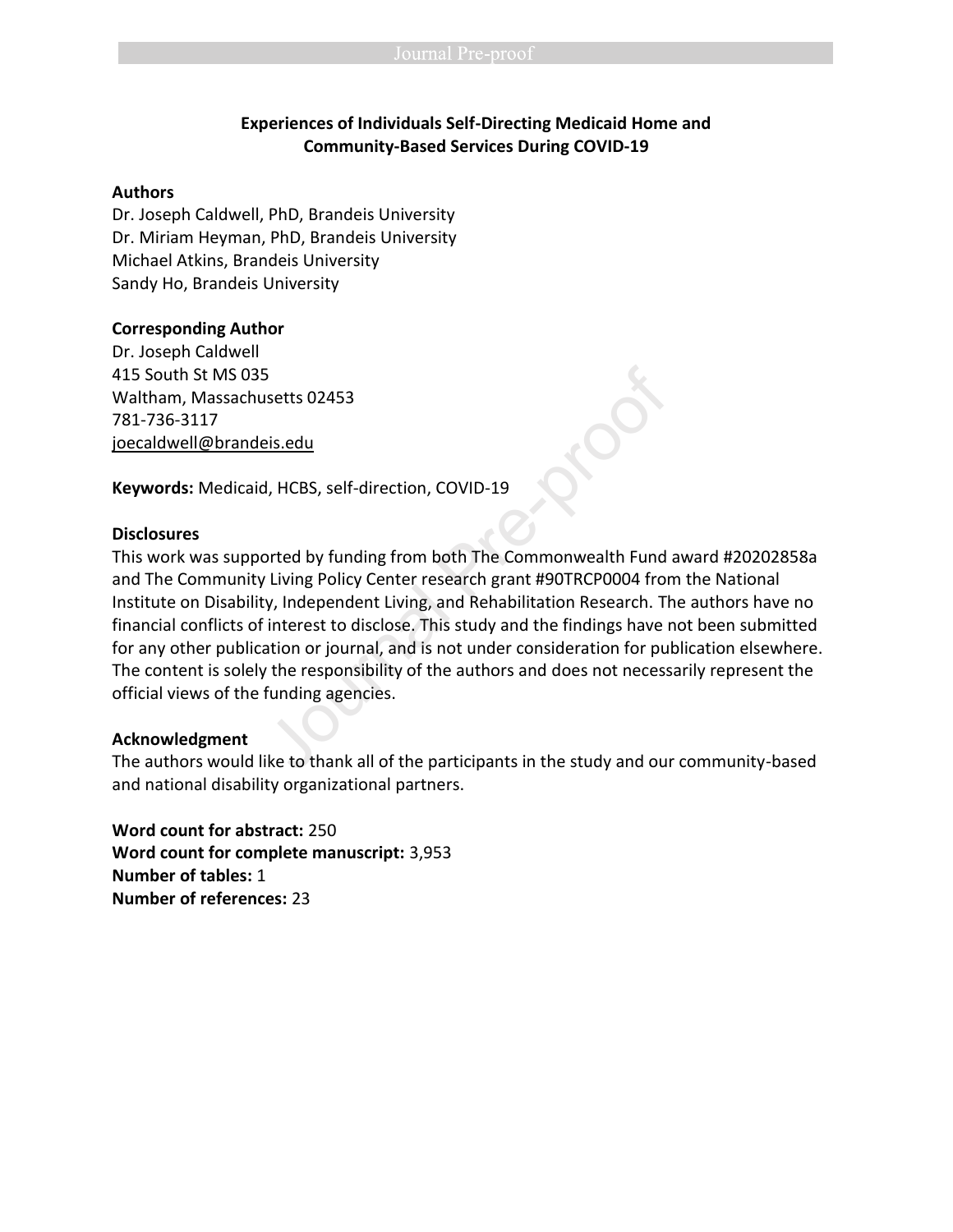**Experiences of Individuals Self-Directing Medicaid Home and Community-Based Services During COVID-19**

**Authors**

Dr. Joseph Caldwell, PhD, Brandeis University
Dr. Miriam Heyman, PhD, Brandeis University
Michael Atkins, Brandeis University
Sandy Ho, Brandeis University

**Corresponding Author**

Dr. Joseph Caldwell
415 South St MS 035
Waltham, Massachusetts 02453
781-736-3117
joecaldwell@brandeis.edu

**Keywords:** Medicaid, HCBS, self-direction, COVID-19

**Disclosures**

This work was supported by funding from both The Commonwealth Fund award #20202858a and The Community Living Policy Center research grant #90TRCP0004 from the National Institute on Disability, Independent Living, and Rehabilitation Research. The authors have no financial conflicts of interest to disclose. This study and the findings have not been submitted for any other publication or journal, and is not under consideration for publication elsewhere. The content is solely the responsibility of the authors and does not necessarily represent the official views of the funding agencies.

**Acknowledgment**

The authors would like to thank all of the participants in the study and our community-based and national disability organizational partners.

**Word count for abstract:** 250
**Word count for complete manuscript:** 3,953
**Number of tables:** 1
**Number of references:** 23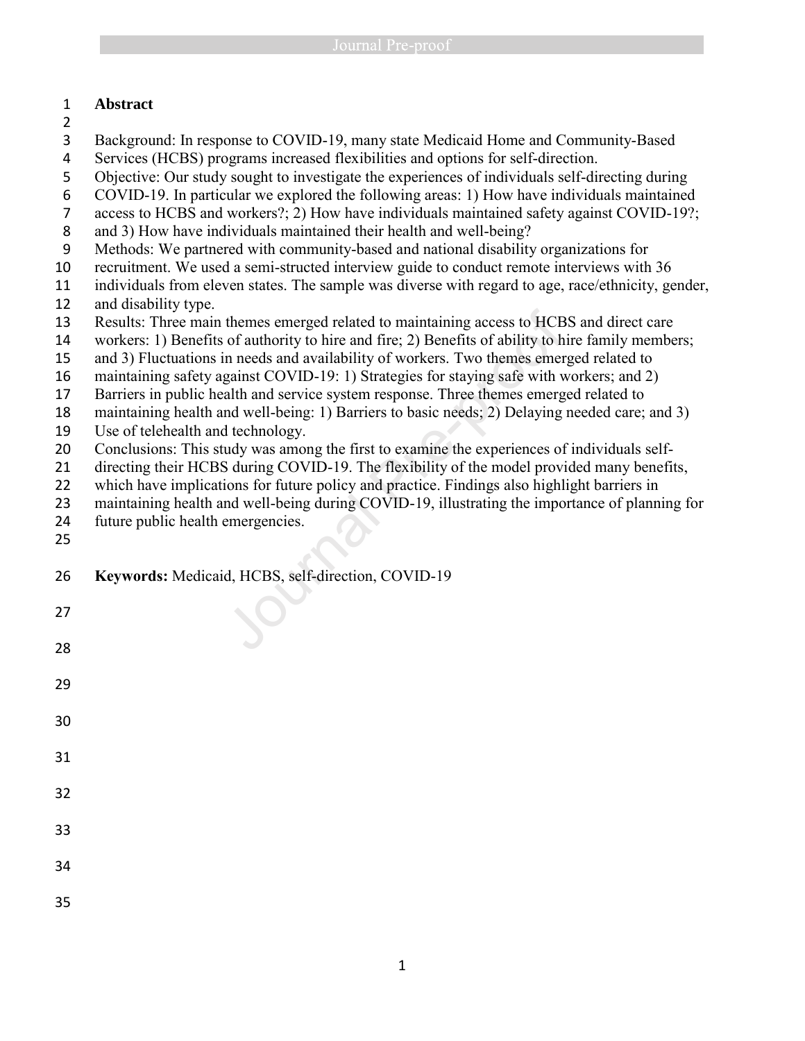## Abstract

Background: In response to COVID-19, many state Medicaid Home and Community-Based Services (HCBS) programs increased flexibilities and options for self-direction.
Objective: Our study sought to investigate the experiences of individuals self-directing during COVID-19. In particular we explored the following areas: 1) How have individuals maintained access to HCBS and workers?; 2) How have individuals maintained safety against COVID-19?; and 3) How have individuals maintained their health and well-being?
Methods: We partnered with community-based and national disability organizations for recruitment. We used a semi-structed interview guide to conduct remote interviews with 36 individuals from eleven states. The sample was diverse with regard to age, race/ethnicity, gender, and disability type.
Results: Three main themes emerged related to maintaining access to HCBS and direct care workers: 1) Benefits of authority to hire and fire; 2) Benefits of ability to hire family members; and 3) Fluctuations in needs and availability of workers. Two themes emerged related to maintaining safety against COVID-19: 1) Strategies for staying safe with workers; and 2) Barriers in public health and service system response. Three themes emerged related to maintaining health and well-being: 1) Barriers to basic needs; 2) Delaying needed care; and 3) Use of telehealth and technology.
Conclusions: This study was among the first to examine the experiences of individuals self-directing their HCBS during COVID-19. The flexibility of the model provided many benefits, which have implications for future policy and practice. Findings also highlight barriers in maintaining health and well-being during COVID-19, illustrating the importance of planning for future public health emergencies.

**Keywords:** Medicaid, HCBS, self-direction, COVID-19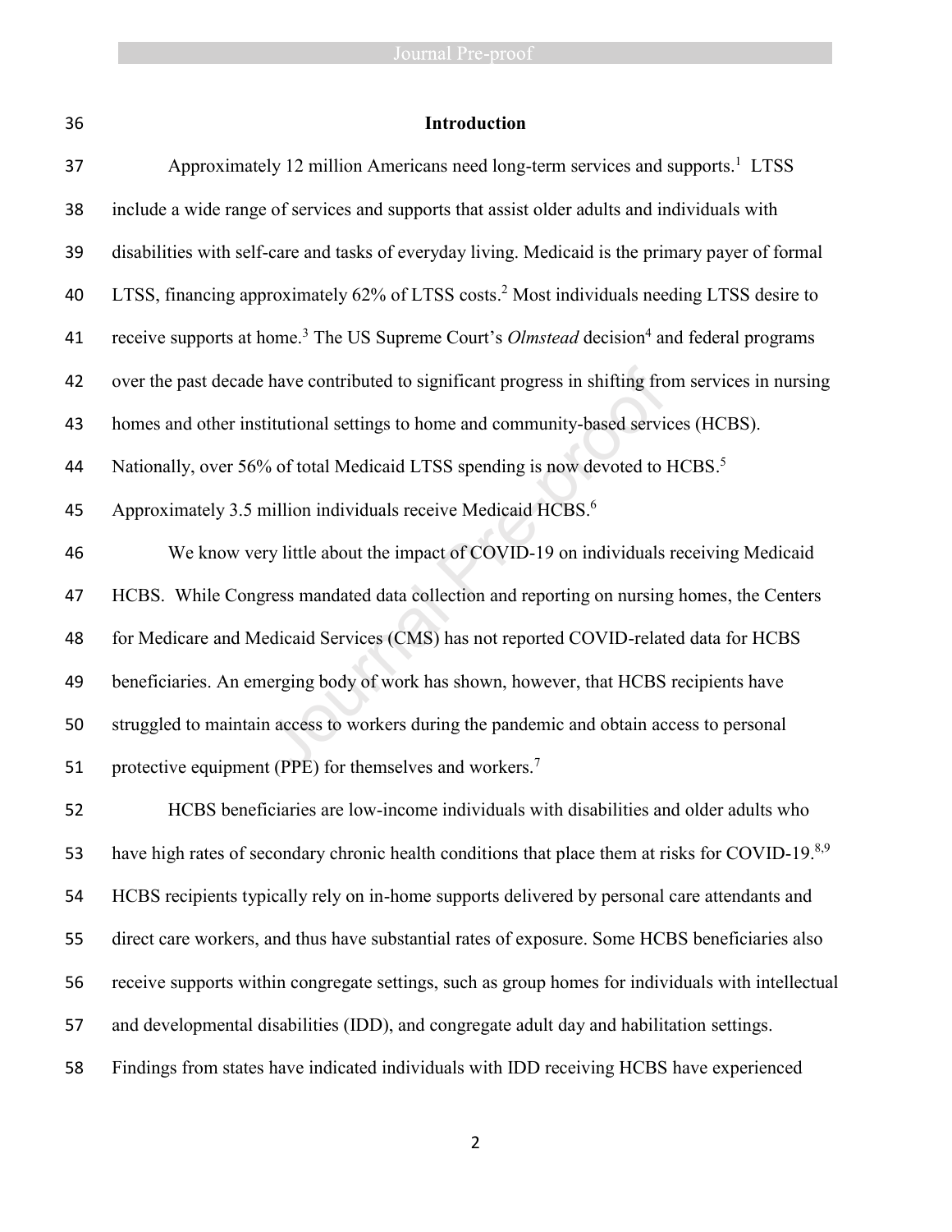## Introduction

Approximately 12 million Americans need long-term services and supports.[1] LTSS include a wide range of services and supports that assist older adults and individuals with disabilities with self-care and tasks of everyday living. Medicaid is the primary payer of formal LTSS, financing approximately 62% of LTSS costs.[2] Most individuals needing LTSS desire to receive supports at home.[3] The US Supreme Court's *Olmstead* decision[4] and federal programs over the past decade have contributed to significant progress in shifting from services in nursing homes and other institutional settings to home and community-based services (HCBS). Nationally, over 56% of total Medicaid LTSS spending is now devoted to HCBS.[5] Approximately 3.5 million individuals receive Medicaid HCBS.[6]

We know very little about the impact of COVID-19 on individuals receiving Medicaid HCBS. While Congress mandated data collection and reporting on nursing homes, the Centers for Medicare and Medicaid Services (CMS) has not reported COVID-related data for HCBS beneficiaries. An emerging body of work has shown, however, that HCBS recipients have struggled to maintain access to workers during the pandemic and obtain access to personal protective equipment (PPE) for themselves and workers.[7]

HCBS beneficiaries are low-income individuals with disabilities and older adults who have high rates of secondary chronic health conditions that place them at risks for COVID-19.[8,9] HCBS recipients typically rely on in-home supports delivered by personal care attendants and direct care workers, and thus have substantial rates of exposure. Some HCBS beneficiaries also receive supports within congregate settings, such as group homes for individuals with intellectual and developmental disabilities (IDD), and congregate adult day and habilitation settings. Findings from states have indicated individuals with IDD receiving HCBS have experienced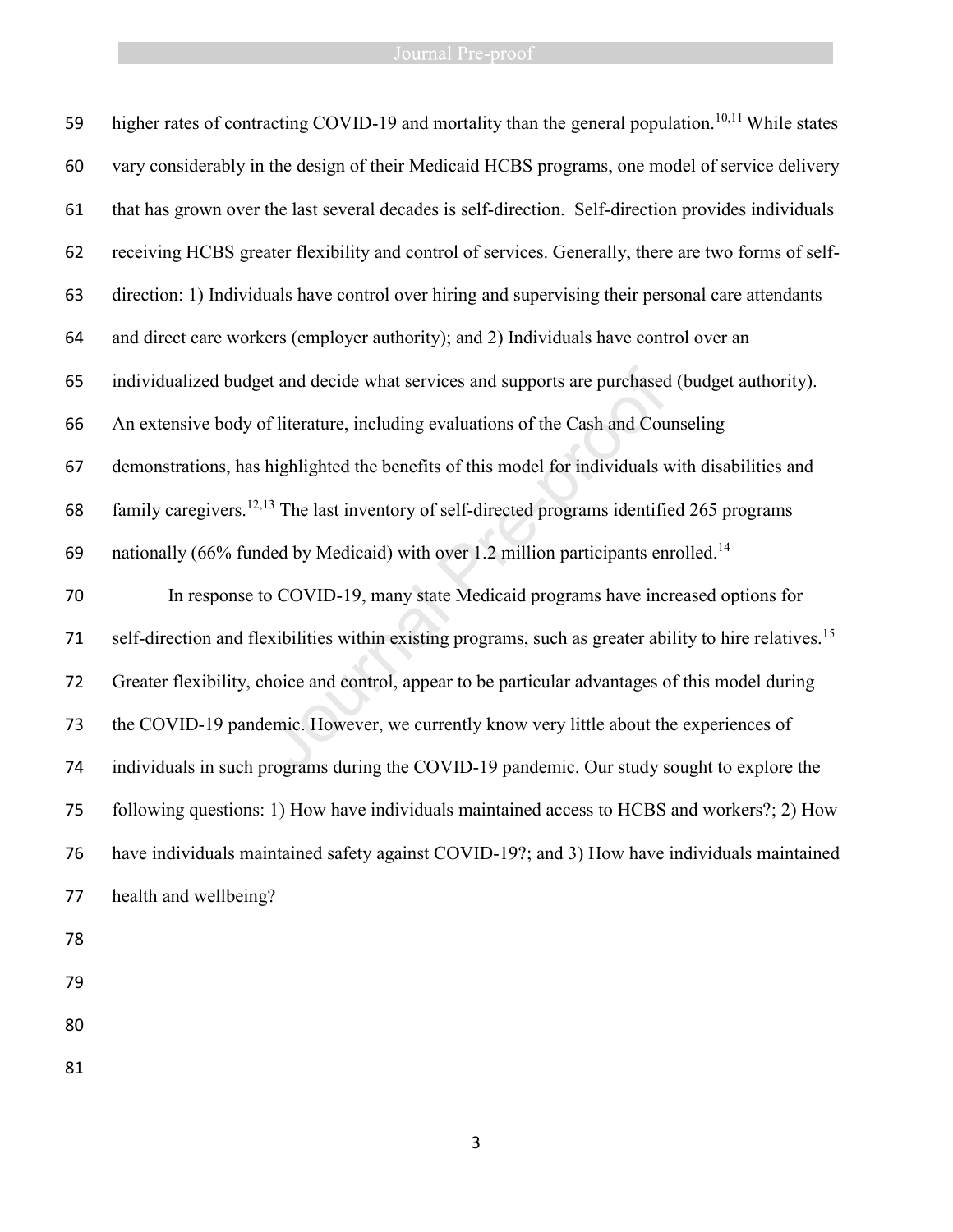higher rates of contracting COVID-19 and mortality than the general population.[10,11] While states vary considerably in the design of their Medicaid HCBS programs, one model of service delivery that has grown over the last several decades is self-direction. Self-direction provides individuals receiving HCBS greater flexibility and control of services. Generally, there are two forms of self-direction: 1) Individuals have control over hiring and supervising their personal care attendants and direct care workers (employer authority); and 2) Individuals have control over an individualized budget and decide what services and supports are purchased (budget authority). An extensive body of literature, including evaluations of the Cash and Counseling demonstrations, has highlighted the benefits of this model for individuals with disabilities and family caregivers.[12,13] The last inventory of self-directed programs identified 265 programs nationally (66% funded by Medicaid) with over 1.2 million participants enrolled.[14]

In response to COVID-19, many state Medicaid programs have increased options for self-direction and flexibilities within existing programs, such as greater ability to hire relatives.[15] Greater flexibility, choice and control, appear to be particular advantages of this model during the COVID-19 pandemic. However, we currently know very little about the experiences of individuals in such programs during the COVID-19 pandemic. Our study sought to explore the following questions: 1) How have individuals maintained access to HCBS and workers?; 2) How have individuals maintained safety against COVID-19?; and 3) How have individuals maintained health and wellbeing?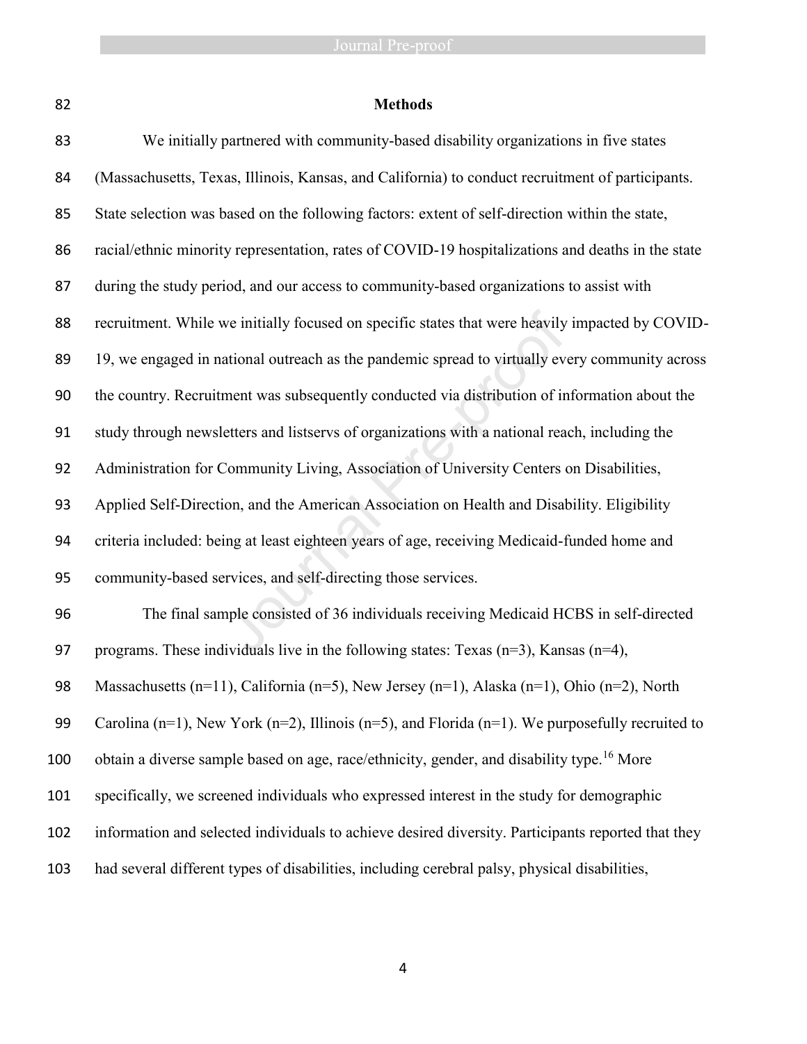## Methods

We initially partnered with community-based disability organizations in five states (Massachusetts, Texas, Illinois, Kansas, and California) to conduct recruitment of participants. State selection was based on the following factors: extent of self-direction within the state, racial/ethnic minority representation, rates of COVID-19 hospitalizations and deaths in the state during the study period, and our access to community-based organizations to assist with recruitment. While we initially focused on specific states that were heavily impacted by COVID-19, we engaged in national outreach as the pandemic spread to virtually every community across the country. Recruitment was subsequently conducted via distribution of information about the study through newsletters and listservs of organizations with a national reach, including the Administration for Community Living, Association of University Centers on Disabilities, Applied Self-Direction, and the American Association on Health and Disability. Eligibility criteria included: being at least eighteen years of age, receiving Medicaid-funded home and community-based services, and self-directing those services.

The final sample consisted of 36 individuals receiving Medicaid HCBS in self-directed programs. These individuals live in the following states: Texas (n=3), Kansas (n=4), Massachusetts (n=11), California (n=5), New Jersey (n=1), Alaska (n=1), Ohio (n=2), North Carolina (n=1), New York (n=2), Illinois (n=5), and Florida (n=1). We purposefully recruited to obtain a diverse sample based on age, race/ethnicity, gender, and disability type.[16] More specifically, we screened individuals who expressed interest in the study for demographic information and selected individuals to achieve desired diversity. Participants reported that they had several different types of disabilities, including cerebral palsy, physical disabilities,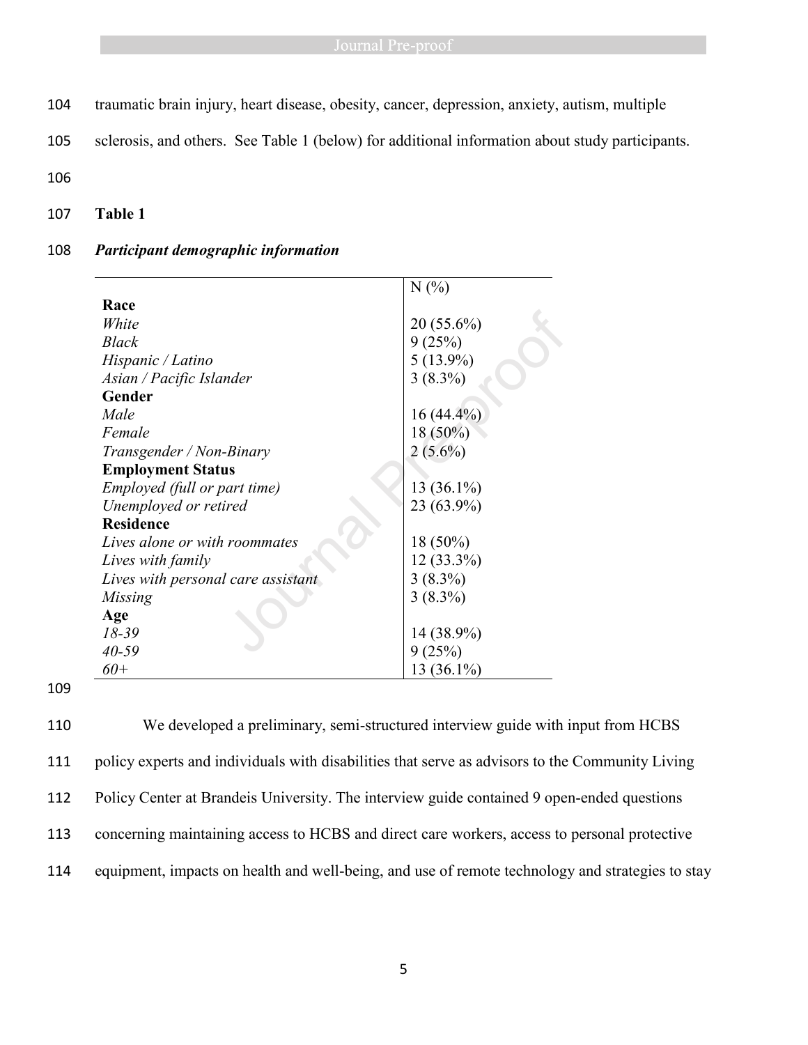traumatic brain injury, heart disease, obesity, cancer, depression, anxiety, autism, multiple sclerosis, and others. See Table 1 (below) for additional information about study participants.

**Table 1**

***Participant demographic information***

| | N (%) |
|---|---|
| **Race** | |
| *White* | 20 (55.6%) |
| *Black* | 9 (25%) |
| *Hispanic / Latino* | 5 (13.9%) |
| *Asian / Pacific Islander* | 3 (8.3%) |
| **Gender** | |
| *Male* | 16 (44.4%) |
| *Female* | 18 (50%) |
| *Transgender / Non-Binary* | 2 (5.6%) |
| **Employment Status** | |
| *Employed (full or part time)* | 13 (36.1%) |
| *Unemployed or retired* | 23 (63.9%) |
| **Residence** | |
| *Lives alone or with roommates* | 18 (50%) |
| *Lives with family* | 12 (33.3%) |
| *Lives with personal care assistant* | 3 (8.3%) |
| *Missing* | 3 (8.3%) |
| **Age** | |
| *18-39* | 14 (38.9%) |
| *40-59* | 9 (25%) |
| *60+* | 13 (36.1%) |

We developed a preliminary, semi-structured interview guide with input from HCBS policy experts and individuals with disabilities that serve as advisors to the Community Living Policy Center at Brandeis University. The interview guide contained 9 open-ended questions concerning maintaining access to HCBS and direct care workers, access to personal protective equipment, impacts on health and well-being, and use of remote technology and strategies to stay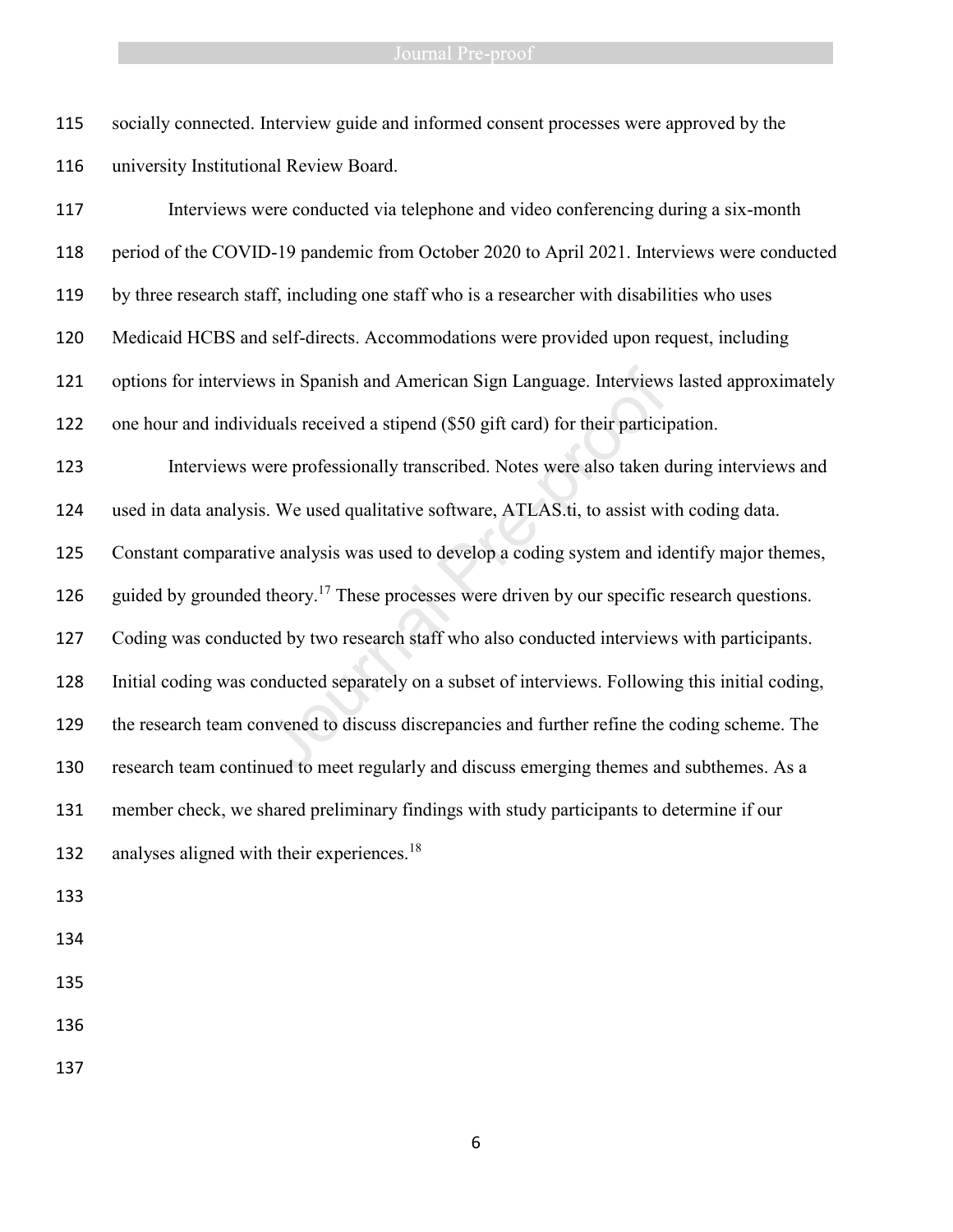socially connected. Interview guide and informed consent processes were approved by the university Institutional Review Board.

Interviews were conducted via telephone and video conferencing during a six-month period of the COVID-19 pandemic from October 2020 to April 2021. Interviews were conducted by three research staff, including one staff who is a researcher with disabilities who uses Medicaid HCBS and self-directs. Accommodations were provided upon request, including options for interviews in Spanish and American Sign Language. Interviews lasted approximately one hour and individuals received a stipend ($50 gift card) for their participation.

Interviews were professionally transcribed. Notes were also taken during interviews and used in data analysis. We used qualitative software, ATLAS.ti, to assist with coding data. Constant comparative analysis was used to develop a coding system and identify major themes, guided by grounded theory.[17] These processes were driven by our specific research questions. Coding was conducted by two research staff who also conducted interviews with participants. Initial coding was conducted separately on a subset of interviews. Following this initial coding, the research team convened to discuss discrepancies and further refine the coding scheme. The research team continued to meet regularly and discuss emerging themes and subthemes. As a member check, we shared preliminary findings with study participants to determine if our analyses aligned with their experiences.[18]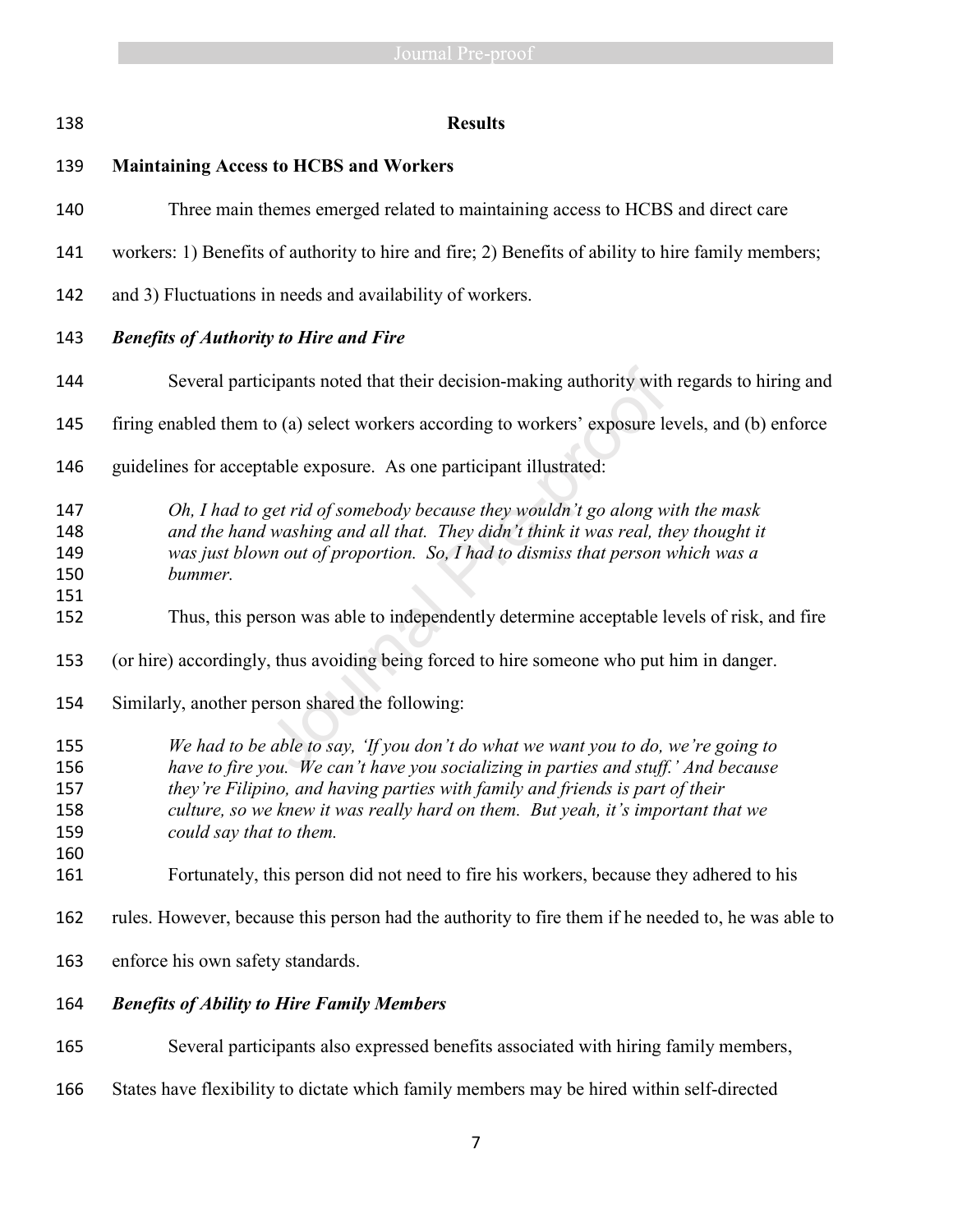## Results

### Maintaining Access to HCBS and Workers

Three main themes emerged related to maintaining access to HCBS and direct care workers: 1) Benefits of authority to hire and fire; 2) Benefits of ability to hire family members; and 3) Fluctuations in needs and availability of workers.

#### *Benefits of Authority to Hire and Fire*

Several participants noted that their decision-making authority with regards to hiring and firing enabled them to (a) select workers according to workers' exposure levels, and (b) enforce guidelines for acceptable exposure. As one participant illustrated:

> *Oh, I had to get rid of somebody because they wouldn't go along with the mask and the hand washing and all that. They didn't think it was real, they thought it was just blown out of proportion. So, I had to dismiss that person which was a bummer.*

Thus, this person was able to independently determine acceptable levels of risk, and fire (or hire) accordingly, thus avoiding being forced to hire someone who put him in danger. Similarly, another person shared the following:

> *We had to be able to say, 'If you don't do what we want you to do, we're going to have to fire you. We can't have you socializing in parties and stuff.' And because they're Filipino, and having parties with family and friends is part of their culture, so we knew it was really hard on them. But yeah, it's important that we could say that to them.*

Fortunately, this person did not need to fire his workers, because they adhered to his rules. However, because this person had the authority to fire them if he needed to, he was able to enforce his own safety standards.

#### *Benefits of Ability to Hire Family Members*

Several participants also expressed benefits associated with hiring family members, States have flexibility to dictate which family members may be hired within self-directed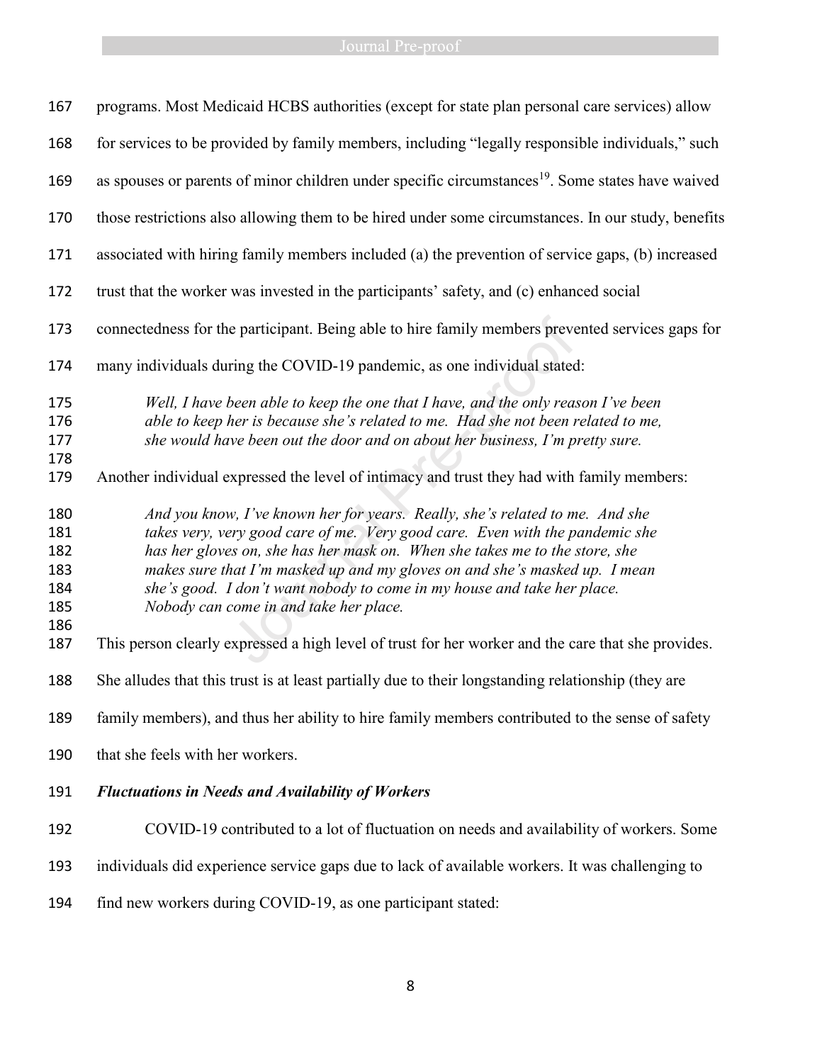programs. Most Medicaid HCBS authorities (except for state plan personal care services) allow for services to be provided by family members, including "legally responsible individuals," such as spouses or parents of minor children under specific circumstances[19]. Some states have waived those restrictions also allowing them to be hired under some circumstances. In our study, benefits associated with hiring family members included (a) the prevention of service gaps, (b) increased trust that the worker was invested in the participants' safety, and (c) enhanced social connectedness for the participant. Being able to hire family members prevented services gaps for many individuals during the COVID-19 pandemic, as one individual stated:

> *Well, I have been able to keep the one that I have, and the only reason I've been able to keep her is because she's related to me. Had she not been related to me, she would have been out the door and on about her business, I'm pretty sure.*

Another individual expressed the level of intimacy and trust they had with family members:

> *And you know, I've known her for years. Really, she's related to me. And she takes very, very good care of me. Very good care. Even with the pandemic she has her gloves on, she has her mask on. When she takes me to the store, she makes sure that I'm masked up and my gloves on and she's masked up. I mean she's good. I don't want nobody to come in my house and take her place. Nobody can come in and take her place.*

This person clearly expressed a high level of trust for her worker and the care that she provides. She alludes that this trust is at least partially due to their longstanding relationship (they are family members), and thus her ability to hire family members contributed to the sense of safety that she feels with her workers.

***Fluctuations in Needs and Availability of Workers***

COVID-19 contributed to a lot of fluctuation on needs and availability of workers. Some individuals did experience service gaps due to lack of available workers. It was challenging to find new workers during COVID-19, as one participant stated: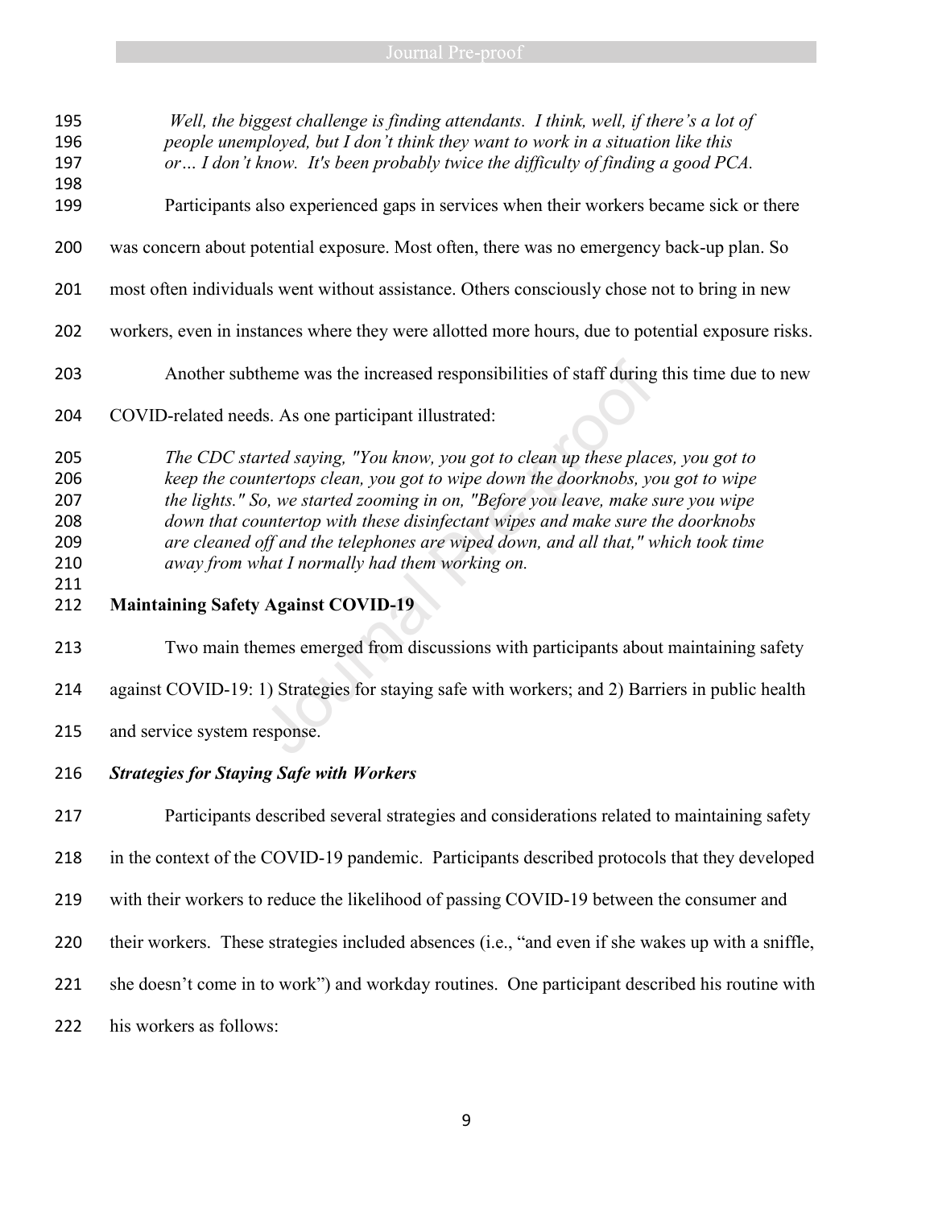*Well, the biggest challenge is finding attendants. I think, well, if there's a lot of people unemployed, but I don't think they want to work in a situation like this or… I don't know. It's been probably twice the difficulty of finding a good PCA.*

Participants also experienced gaps in services when their workers became sick or there was concern about potential exposure. Most often, there was no emergency back-up plan. So most often individuals went without assistance. Others consciously chose not to bring in new workers, even in instances where they were allotted more hours, due to potential exposure risks.

Another subtheme was the increased responsibilities of staff during this time due to new COVID-related needs. As one participant illustrated:

*The CDC started saying, "You know, you got to clean up these places, you got to keep the countertops clean, you got to wipe down the doorknobs, you got to wipe the lights." So, we started zooming in on, "Before you leave, make sure you wipe down that countertop with these disinfectant wipes and make sure the doorknobs are cleaned off and the telephones are wiped down, and all that," which took time away from what I normally had them working on.*

## Maintaining Safety Against COVID-19

Two main themes emerged from discussions with participants about maintaining safety against COVID-19: 1) Strategies for staying safe with workers; and 2) Barriers in public health and service system response.

### *Strategies for Staying Safe with Workers*

Participants described several strategies and considerations related to maintaining safety in the context of the COVID-19 pandemic. Participants described protocols that they developed with their workers to reduce the likelihood of passing COVID-19 between the consumer and their workers. These strategies included absences (i.e., "and even if she wakes up with a sniffle, she doesn't come in to work") and workday routines. One participant described his routine with his workers as follows: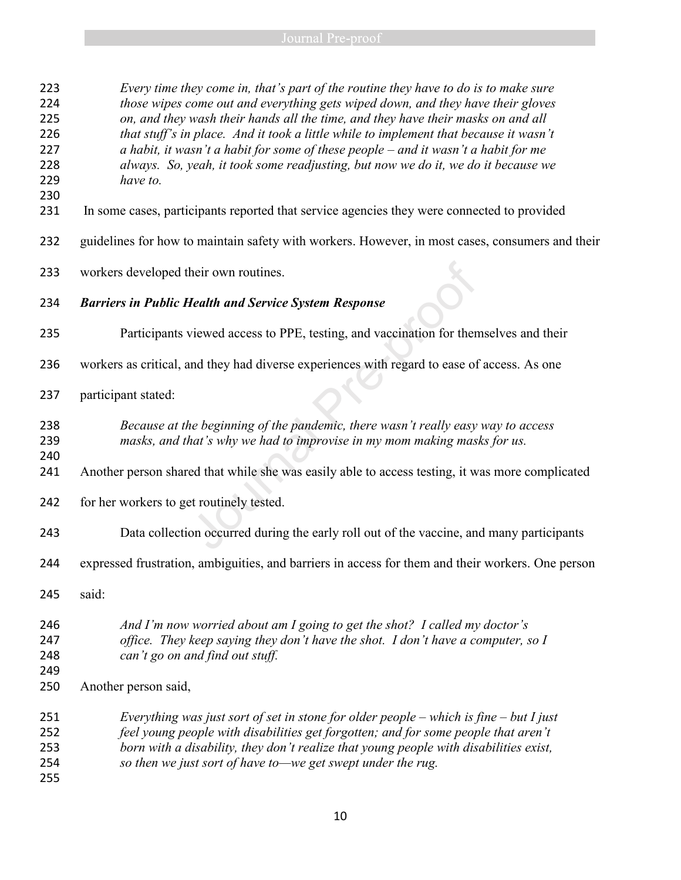*Every time they come in, that's part of the routine they have to do is to make sure those wipes come out and everything gets wiped down, and they have their gloves on, and they wash their hands all the time, and they have their masks on and all that stuff's in place. And it took a little while to implement that because it wasn't a habit, it wasn't a habit for some of these people – and it wasn't a habit for me always. So, yeah, it took some readjusting, but now we do it, we do it because we have to.*

In some cases, participants reported that service agencies they were connected to provided guidelines for how to maintain safety with workers. However, in most cases, consumers and their workers developed their own routines.

***Barriers in Public Health and Service System Response***

Participants viewed access to PPE, testing, and vaccination for themselves and their workers as critical, and they had diverse experiences with regard to ease of access. As one participant stated:

*Because at the beginning of the pandemic, there wasn't really easy way to access masks, and that's why we had to improvise in my mom making masks for us.*

Another person shared that while she was easily able to access testing, it was more complicated for her workers to get routinely tested.

Data collection occurred during the early roll out of the vaccine, and many participants expressed frustration, ambiguities, and barriers in access for them and their workers. One person said:

*And I'm now worried about am I going to get the shot? I called my doctor's office. They keep saying they don't have the shot. I don't have a computer, so I can't go on and find out stuff.*

Another person said,

*Everything was just sort of set in stone for older people – which is fine – but I just feel young people with disabilities get forgotten; and for some people that aren't born with a disability, they don't realize that young people with disabilities exist, so then we just sort of have to—we get swept under the rug.*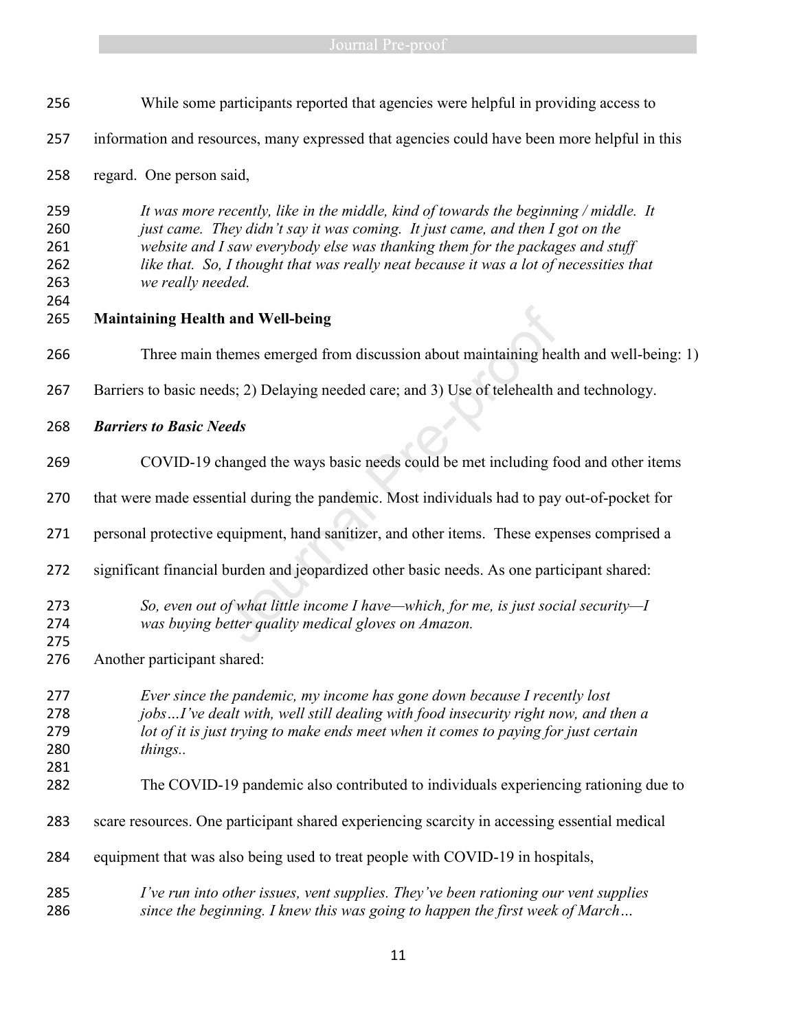While some participants reported that agencies were helpful in providing access to information and resources, many expressed that agencies could have been more helpful in this regard. One person said,

> *It was more recently, like in the middle, kind of towards the beginning / middle. It just came. They didn't say it was coming. It just came, and then I got on the website and I saw everybody else was thanking them for the packages and stuff like that. So, I thought that was really neat because it was a lot of necessities that we really needed.*

**Maintaining Health and Well-being**

Three main themes emerged from discussion about maintaining health and well-being: 1) Barriers to basic needs; 2) Delaying needed care; and 3) Use of telehealth and technology.

***Barriers to Basic Needs***

COVID-19 changed the ways basic needs could be met including food and other items that were made essential during the pandemic. Most individuals had to pay out-of-pocket for personal protective equipment, hand sanitizer, and other items. These expenses comprised a significant financial burden and jeopardized other basic needs. As one participant shared:

> *So, even out of what little income I have—which, for me, is just social security—I was buying better quality medical gloves on Amazon.*

Another participant shared:

> *Ever since the pandemic, my income has gone down because I recently lost jobs…I've dealt with, well still dealing with food insecurity right now, and then a lot of it is just trying to make ends meet when it comes to paying for just certain things..*

The COVID-19 pandemic also contributed to individuals experiencing rationing due to scare resources. One participant shared experiencing scarcity in accessing essential medical equipment that was also being used to treat people with COVID-19 in hospitals,

> *I've run into other issues, vent supplies. They've been rationing our vent supplies since the beginning. I knew this was going to happen the first week of March…*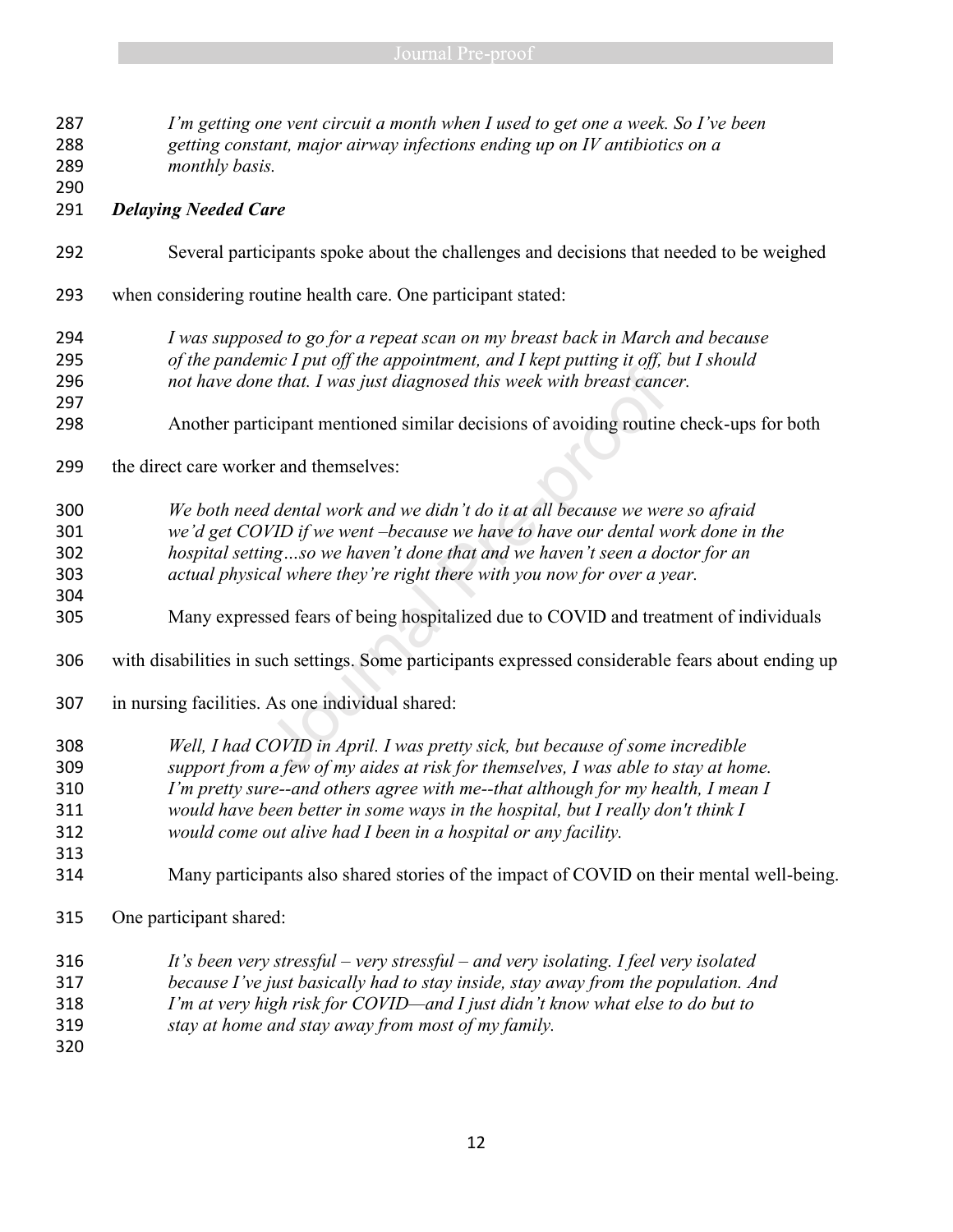*I'm getting one vent circuit a month when I used to get one a week. So I've been getting constant, major airway infections ending up on IV antibiotics on a monthly basis.*

### *Delaying Needed Care*

Several participants spoke about the challenges and decisions that needed to be weighed when considering routine health care. One participant stated:

*I was supposed to go for a repeat scan on my breast back in March and because of the pandemic I put off the appointment, and I kept putting it off, but I should not have done that. I was just diagnosed this week with breast cancer.*

Another participant mentioned similar decisions of avoiding routine check-ups for both the direct care worker and themselves:

*We both need dental work and we didn't do it at all because we were so afraid we'd get COVID if we went –because we have to have our dental work done in the hospital setting…so we haven't done that and we haven't seen a doctor for an actual physical where they're right there with you now for over a year.*

Many expressed fears of being hospitalized due to COVID and treatment of individuals with disabilities in such settings. Some participants expressed considerable fears about ending up in nursing facilities. As one individual shared:

*Well, I had COVID in April. I was pretty sick, but because of some incredible support from a few of my aides at risk for themselves, I was able to stay at home. I'm pretty sure--and others agree with me--that although for my health, I mean I would have been better in some ways in the hospital, but I really don't think I would come out alive had I been in a hospital or any facility.*

Many participants also shared stories of the impact of COVID on their mental well-being. One participant shared:

*It's been very stressful – very stressful – and very isolating. I feel very isolated because I've just basically had to stay inside, stay away from the population. And I'm at very high risk for COVID—and I just didn't know what else to do but to stay at home and stay away from most of my family.*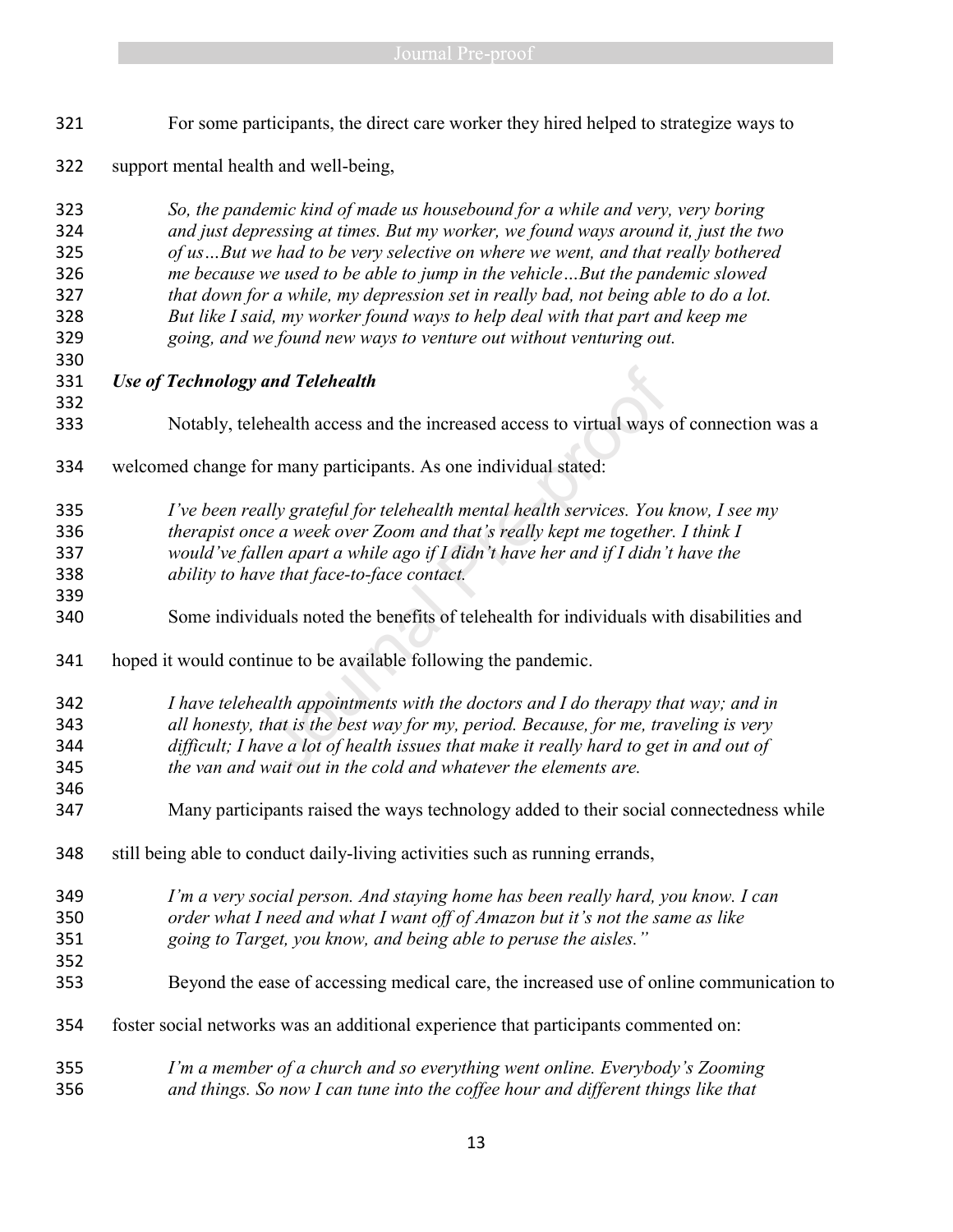For some participants, the direct care worker they hired helped to strategize ways to support mental health and well-being,

> *So, the pandemic kind of made us housebound for a while and very, very boring and just depressing at times. But my worker, we found ways around it, just the two of us…But we had to be very selective on where we went, and that really bothered me because we used to be able to jump in the vehicle…But the pandemic slowed that down for a while, my depression set in really bad, not being able to do a lot. But like I said, my worker found ways to help deal with that part and keep me going, and we found new ways to venture out without venturing out.*

***Use of Technology and Telehealth***

Notably, telehealth access and the increased access to virtual ways of connection was a welcomed change for many participants. As one individual stated:

> *I've been really grateful for telehealth mental health services. You know, I see my therapist once a week over Zoom and that's really kept me together. I think I would've fallen apart a while ago if I didn't have her and if I didn't have the ability to have that face-to-face contact.*

Some individuals noted the benefits of telehealth for individuals with disabilities and hoped it would continue to be available following the pandemic.

> *I have telehealth appointments with the doctors and I do therapy that way; and in all honesty, that is the best way for my, period. Because, for me, traveling is very difficult; I have a lot of health issues that make it really hard to get in and out of the van and wait out in the cold and whatever the elements are.*

Many participants raised the ways technology added to their social connectedness while still being able to conduct daily-living activities such as running errands,

> *I'm a very social person. And staying home has been really hard, you know. I can order what I need and what I want off of Amazon but it's not the same as like going to Target, you know, and being able to peruse the aisles."*

Beyond the ease of accessing medical care, the increased use of online communication to foster social networks was an additional experience that participants commented on:

> *I'm a member of a church and so everything went online. Everybody's Zooming and things. So now I can tune into the coffee hour and different things like that*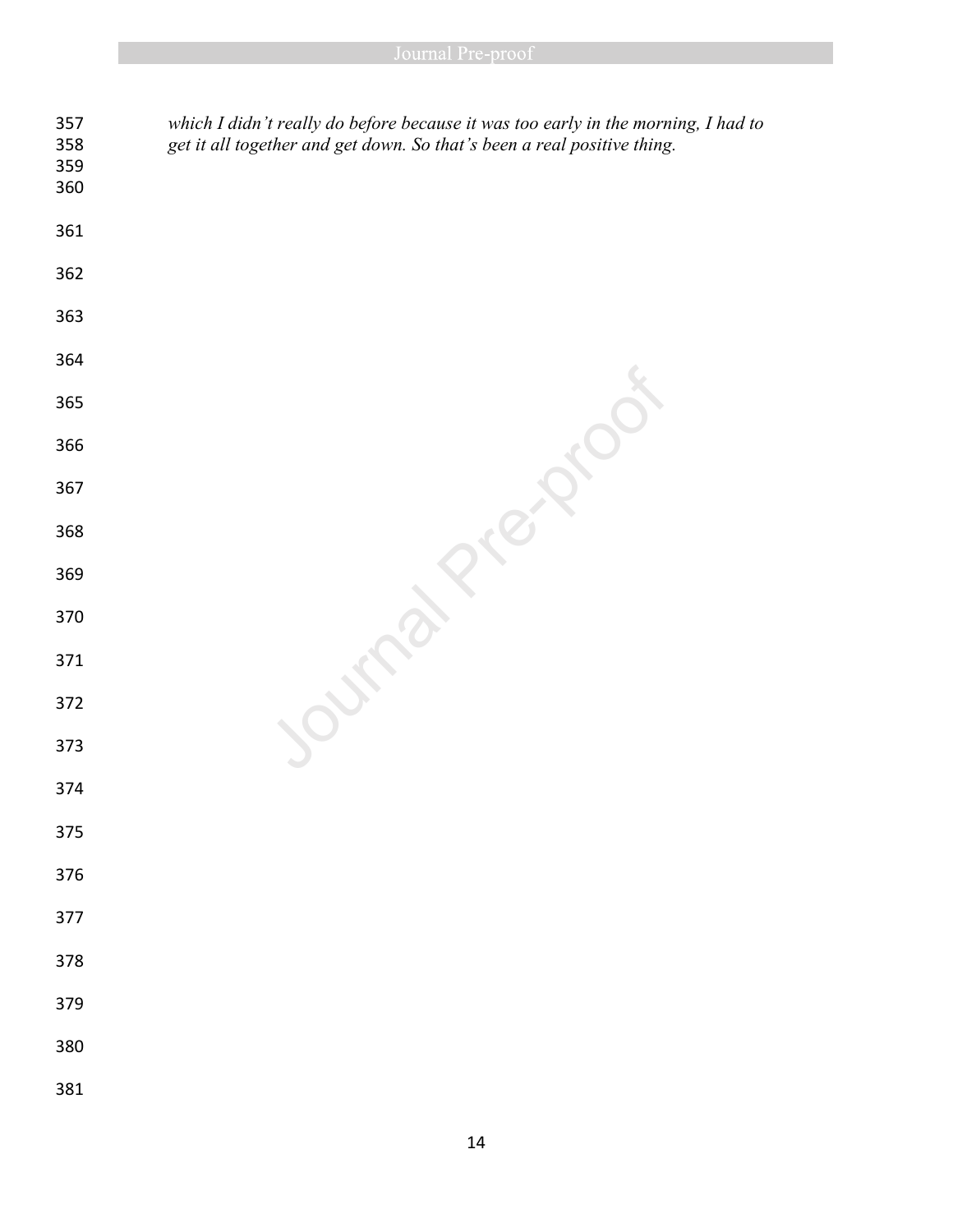*which I didn't really do before because it was too early in the morning, I had to get it all together and get down. So that's been a real positive thing.*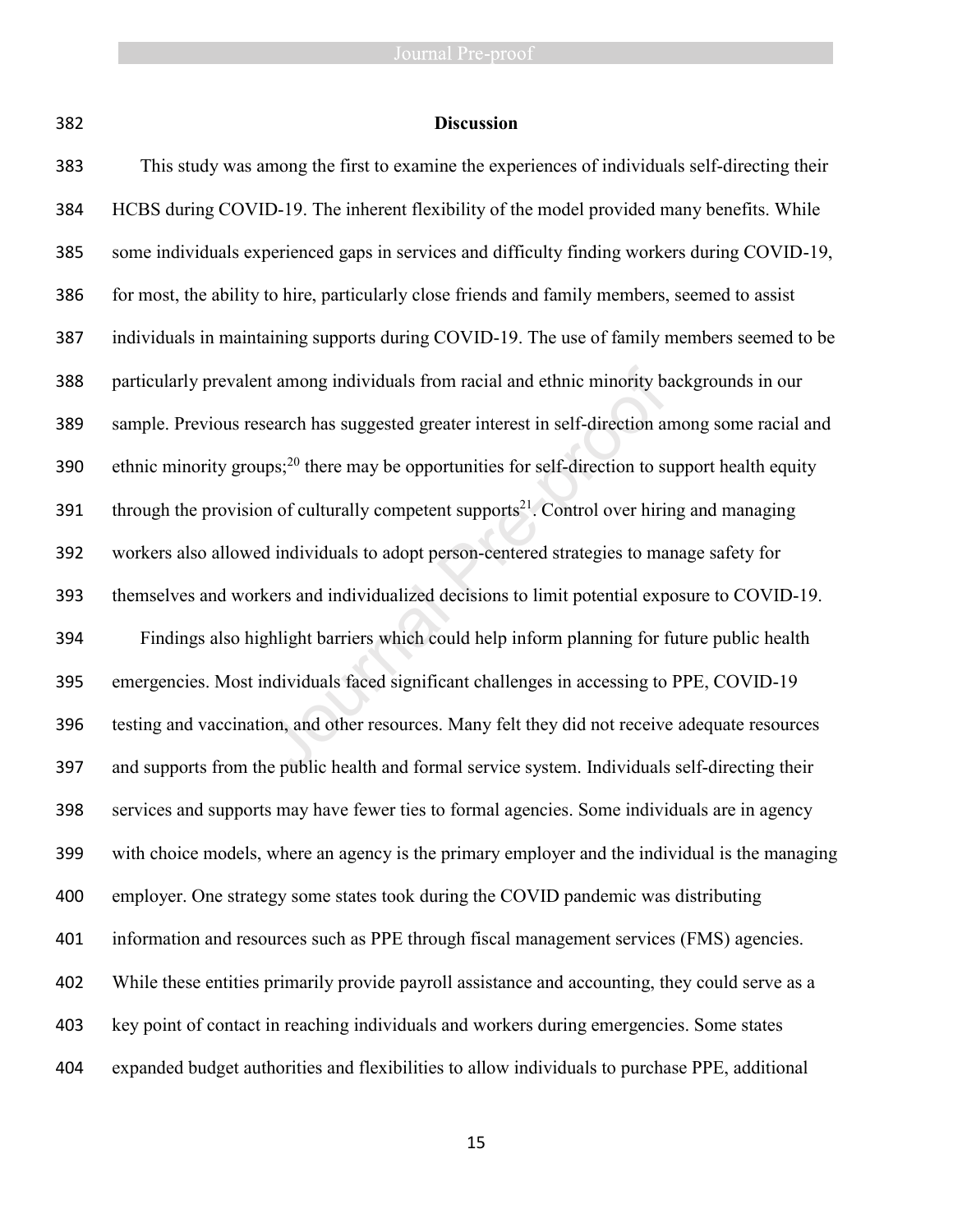## Discussion

This study was among the first to examine the experiences of individuals self-directing their HCBS during COVID-19. The inherent flexibility of the model provided many benefits. While some individuals experienced gaps in services and difficulty finding workers during COVID-19, for most, the ability to hire, particularly close friends and family members, seemed to assist individuals in maintaining supports during COVID-19. The use of family members seemed to be particularly prevalent among individuals from racial and ethnic minority backgrounds in our sample. Previous research has suggested greater interest in self-direction among some racial and ethnic minority groups;[20] there may be opportunities for self-direction to support health equity through the provision of culturally competent supports[21]. Control over hiring and managing workers also allowed individuals to adopt person-centered strategies to manage safety for themselves and workers and individualized decisions to limit potential exposure to COVID-19.

Findings also highlight barriers which could help inform planning for future public health emergencies. Most individuals faced significant challenges in accessing to PPE, COVID-19 testing and vaccination, and other resources. Many felt they did not receive adequate resources and supports from the public health and formal service system. Individuals self-directing their services and supports may have fewer ties to formal agencies. Some individuals are in agency with choice models, where an agency is the primary employer and the individual is the managing employer. One strategy some states took during the COVID pandemic was distributing information and resources such as PPE through fiscal management services (FMS) agencies. While these entities primarily provide payroll assistance and accounting, they could serve as a key point of contact in reaching individuals and workers during emergencies. Some states expanded budget authorities and flexibilities to allow individuals to purchase PPE, additional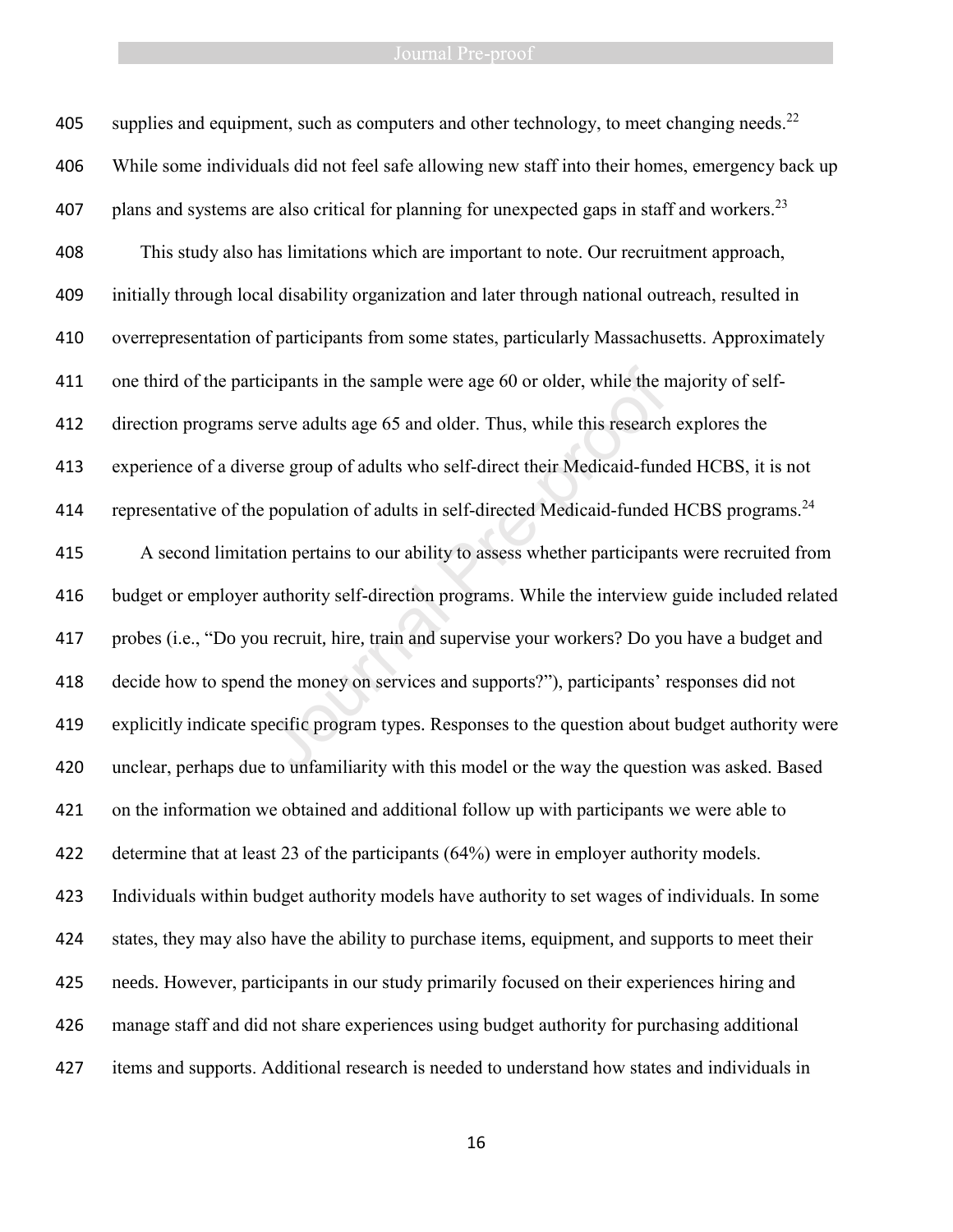supplies and equipment, such as computers and other technology, to meet changing needs.[22] While some individuals did not feel safe allowing new staff into their homes, emergency back up plans and systems are also critical for planning for unexpected gaps in staff and workers.[23]

This study also has limitations which are important to note. Our recruitment approach, initially through local disability organization and later through national outreach, resulted in overrepresentation of participants from some states, particularly Massachusetts. Approximately one third of the participants in the sample were age 60 or older, while the majority of self-direction programs serve adults age 65 and older. Thus, while this research explores the experience of a diverse group of adults who self-direct their Medicaid-funded HCBS, it is not representative of the population of adults in self-directed Medicaid-funded HCBS programs.[24]

A second limitation pertains to our ability to assess whether participants were recruited from budget or employer authority self-direction programs. While the interview guide included related probes (i.e., "Do you recruit, hire, train and supervise your workers? Do you have a budget and decide how to spend the money on services and supports?"), participants' responses did not explicitly indicate specific program types. Responses to the question about budget authority were unclear, perhaps due to unfamiliarity with this model or the way the question was asked. Based on the information we obtained and additional follow up with participants we were able to determine that at least 23 of the participants (64%) were in employer authority models. Individuals within budget authority models have authority to set wages of individuals. In some states, they may also have the ability to purchase items, equipment, and supports to meet their needs. However, participants in our study primarily focused on their experiences hiring and manage staff and did not share experiences using budget authority for purchasing additional items and supports. Additional research is needed to understand how states and individuals in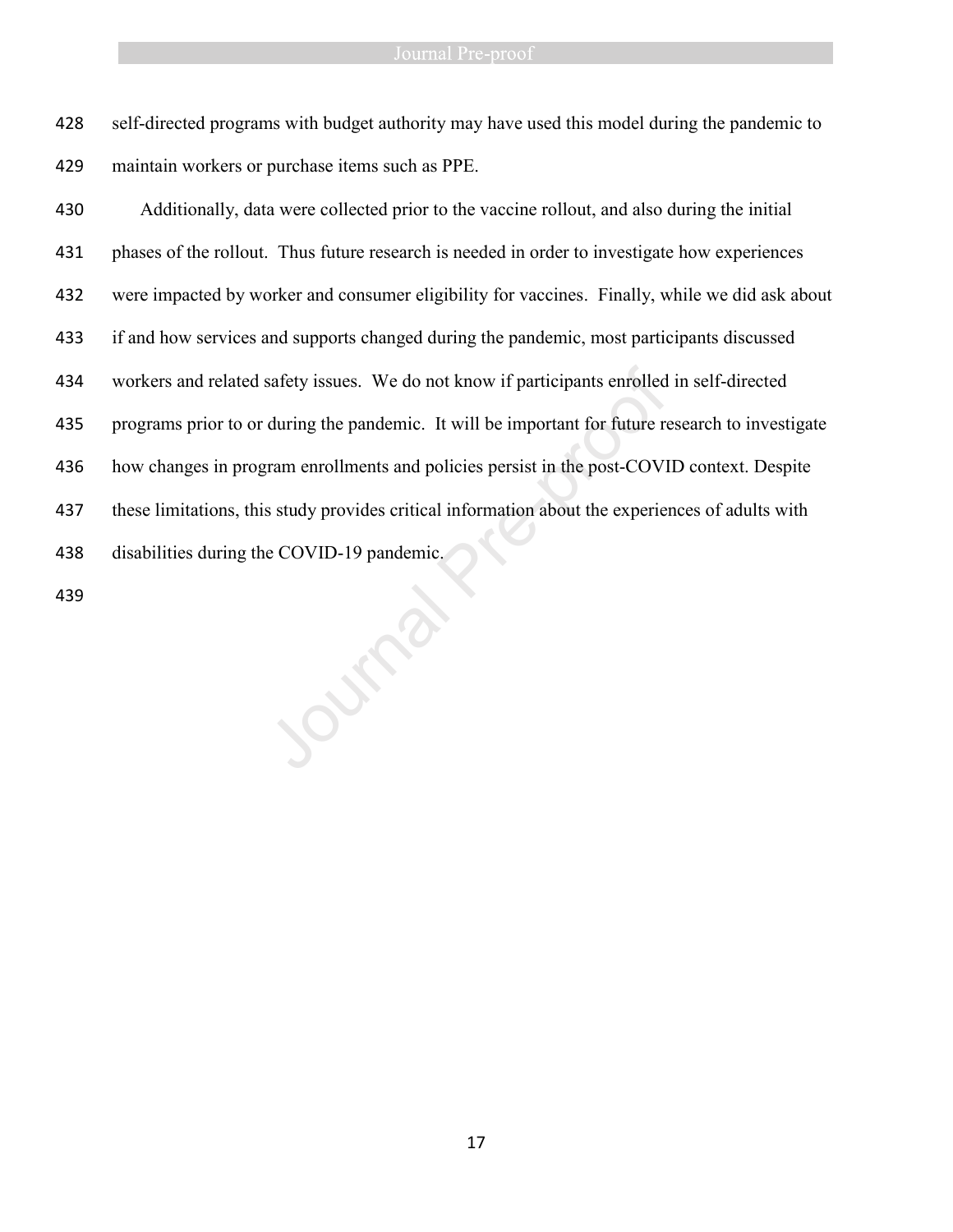self-directed programs with budget authority may have used this model during the pandemic to maintain workers or purchase items such as PPE.

Additionally, data were collected prior to the vaccine rollout, and also during the initial phases of the rollout. Thus future research is needed in order to investigate how experiences were impacted by worker and consumer eligibility for vaccines. Finally, while we did ask about if and how services and supports changed during the pandemic, most participants discussed workers and related safety issues. We do not know if participants enrolled in self-directed programs prior to or during the pandemic. It will be important for future research to investigate how changes in program enrollments and policies persist in the post-COVID context. Despite these limitations, this study provides critical information about the experiences of adults with disabilities during the COVID-19 pandemic.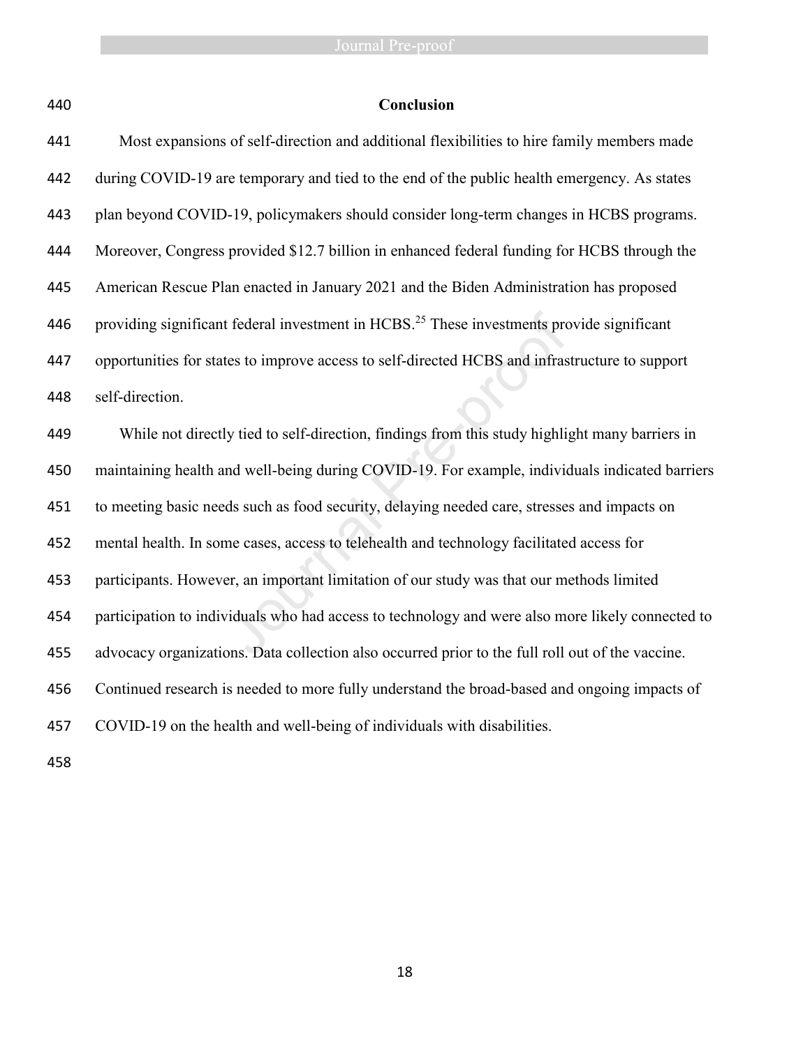## Conclusion

Most expansions of self-direction and additional flexibilities to hire family members made during COVID-19 are temporary and tied to the end of the public health emergency. As states plan beyond COVID-19, policymakers should consider long-term changes in HCBS programs. Moreover, Congress provided $12.7 billion in enhanced federal funding for HCBS through the American Rescue Plan enacted in January 2021 and the Biden Administration has proposed providing significant federal investment in HCBS.[25] These investments provide significant opportunities for states to improve access to self-directed HCBS and infrastructure to support self-direction.

While not directly tied to self-direction, findings from this study highlight many barriers in maintaining health and well-being during COVID-19. For example, individuals indicated barriers to meeting basic needs such as food security, delaying needed care, stresses and impacts on mental health. In some cases, access to telehealth and technology facilitated access for participants. However, an important limitation of our study was that our methods limited participation to individuals who had access to technology and were also more likely connected to advocacy organizations. Data collection also occurred prior to the full roll out of the vaccine. Continued research is needed to more fully understand the broad-based and ongoing impacts of COVID-19 on the health and well-being of individuals with disabilities.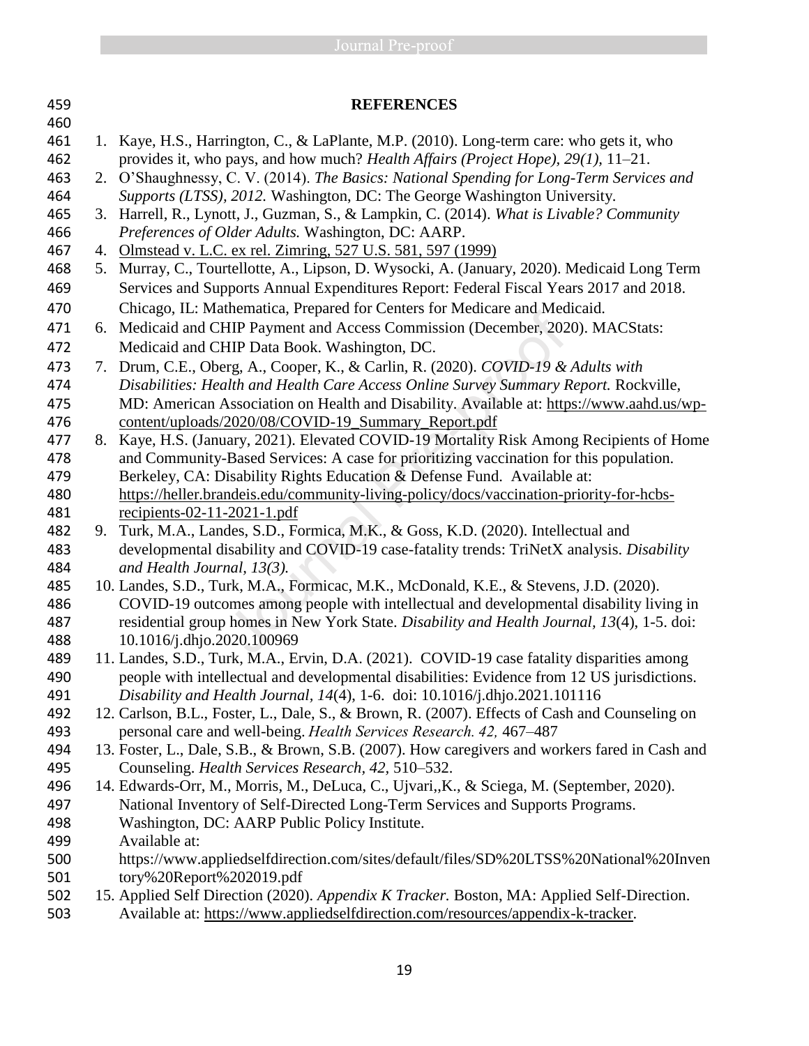## REFERENCES

1. Kaye, H.S., Harrington, C., & LaPlante, M.P. (2010). Long-term care: who gets it, who provides it, who pays, and how much? *Health Affairs (Project Hope), 29(1),* 11–21.
2. O'Shaughnessy, C. V. (2014). *The Basics: National Spending for Long-Term Services and Supports (LTSS), 2012.* Washington, DC: The George Washington University.
3. Harrell, R., Lynott, J., Guzman, S., & Lampkin, C. (2014). *What is Livable? Community Preferences of Older Adults.* Washington, DC: AARP.
4. Olmstead v. L.C. ex rel. Zimring, 527 U.S. 581, 597 (1999)
5. Murray, C., Tourtellotte, A., Lipson, D. Wysocki, A. (January, 2020). Medicaid Long Term Services and Supports Annual Expenditures Report: Federal Fiscal Years 2017 and 2018. Chicago, IL: Mathematica, Prepared for Centers for Medicare and Medicaid.
6. Medicaid and CHIP Payment and Access Commission (December, 2020). MACStats: Medicaid and CHIP Data Book. Washington, DC.
7. Drum, C.E., Oberg, A., Cooper, K., & Carlin, R. (2020). *COVID-19 & Adults with Disabilities: Health and Health Care Access Online Survey Summary Report.* Rockville, MD: American Association on Health and Disability. Available at: https://www.aahd.us/wp-content/uploads/2020/08/COVID-19_Summary_Report.pdf
8. Kaye, H.S. (January, 2021). Elevated COVID-19 Mortality Risk Among Recipients of Home and Community-Based Services: A case for prioritizing vaccination for this population. Berkeley, CA: Disability Rights Education & Defense Fund. Available at: https://heller.brandeis.edu/community-living-policy/docs/vaccination-priority-for-hcbs-recipients-02-11-2021-1.pdf
9. Turk, M.A., Landes, S.D., Formica, M.K., & Goss, K.D. (2020). Intellectual and developmental disability and COVID-19 case-fatality trends: TriNetX analysis. *Disability and Health Journal, 13(3).*
10. Landes, S.D., Turk, M.A., Formicac, M.K., McDonald, K.E., & Stevens, J.D. (2020). COVID-19 outcomes among people with intellectual and developmental disability living in residential group homes in New York State. *Disability and Health Journal, 13*(4), 1-5. doi: 10.1016/j.dhjo.2020.100969
11. Landes, S.D., Turk, M.A., Ervin, D.A. (2021). COVID-19 case fatality disparities among people with intellectual and developmental disabilities: Evidence from 12 US jurisdictions. *Disability and Health Journal, 14*(4), 1-6. doi: 10.1016/j.dhjo.2021.101116
12. Carlson, B.L., Foster, L., Dale, S., & Brown, R. (2007). Effects of Cash and Counseling on personal care and well-being. *Health Services Research. 42,* 467–487
13. Foster, L., Dale, S.B., & Brown, S.B. (2007). How caregivers and workers fared in Cash and Counseling. *Health Services Research, 42,* 510–532.
14. Edwards-Orr, M., Morris, M., DeLuca, C., Ujvari,,K., & Sciega, M. (September, 2020). National Inventory of Self-Directed Long-Term Services and Supports Programs. Washington, DC: AARP Public Policy Institute. Available at: https://www.appliedselfdirection.com/sites/default/files/SD%20LTSS%20National%20Inventory%20Report%202019.pdf
15. Applied Self Direction (2020). *Appendix K Tracker.* Boston, MA: Applied Self-Direction. Available at: https://www.appliedselfdirection.com/resources/appendix-k-tracker.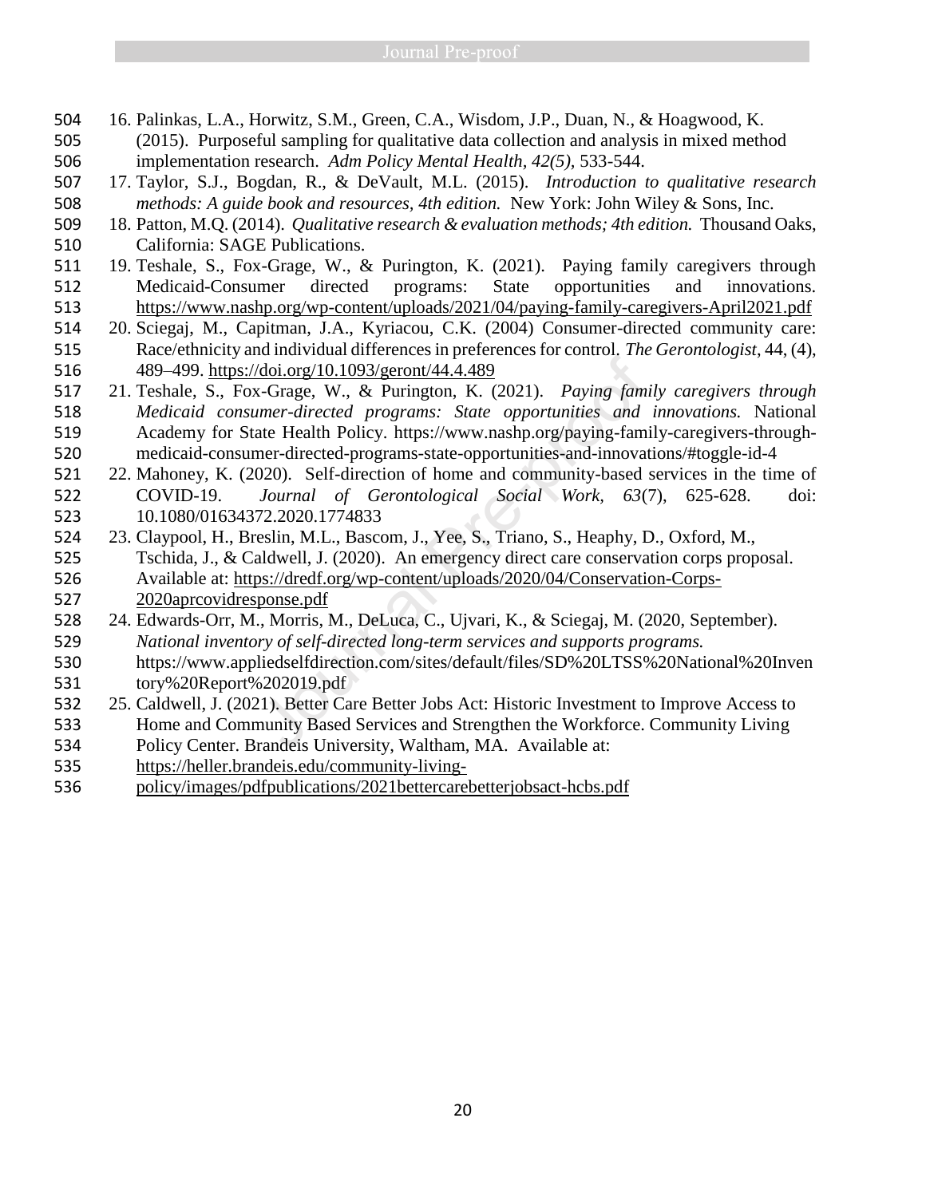16. Palinkas, L.A., Horwitz, S.M., Green, C.A., Wisdom, J.P., Duan, N., & Hoagwood, K. (2015). Purposeful sampling for qualitative data collection and analysis in mixed method implementation research. *Adm Policy Mental Health, 42(5),* 533-544.
17. Taylor, S.J., Bogdan, R., & DeVault, M.L. (2015). *Introduction to qualitative research methods: A guide book and resources, 4th edition.* New York: John Wiley & Sons, Inc.
18. Patton, M.Q. (2014). *Qualitative research & evaluation methods; 4th edition.* Thousand Oaks, California: SAGE Publications.
19. Teshale, S., Fox-Grage, W., & Purington, K. (2021). Paying family caregivers through Medicaid-Consumer directed programs: State opportunities and innovations. https://www.nashp.org/wp-content/uploads/2021/04/paying-family-caregivers-April2021.pdf
20. Sciegaj, M., Capitman, J.A., Kyriacou, C.K. (2004) Consumer-directed community care: Race/ethnicity and individual differences in preferences for control. *The Gerontologist*, 44, (4), 489–499. https://doi.org/10.1093/geront/44.4.489
21. Teshale, S., Fox-Grage, W., & Purington, K. (2021). *Paying family caregivers through Medicaid consumer-directed programs: State opportunities and innovations.* National Academy for State Health Policy. https://www.nashp.org/paying-family-caregivers-through-medicaid-consumer-directed-programs-state-opportunities-and-innovations/#toggle-id-4
22. Mahoney, K. (2020). Self-direction of home and community-based services in the time of COVID-19. *Journal of Gerontological Social Work, 63*(7), 625-628. doi: 10.1080/01634372.2020.1774833
23. Claypool, H., Breslin, M.L., Bascom, J., Yee, S., Triano, S., Heaphy, D., Oxford, M., Tschida, J., & Caldwell, J. (2020). An emergency direct care conservation corps proposal. Available at: https://dredf.org/wp-content/uploads/2020/04/Conservation-Corps-2020aprcovidresponse.pdf
24. Edwards-Orr, M., Morris, M., DeLuca, C., Ujvari, K., & Sciegaj, M. (2020, September). *National inventory of self-directed long-term services and supports programs.* https://www.appliedselfdirection.com/sites/default/files/SD%20LTSS%20National%20Inventory%20Report%202019.pdf
25. Caldwell, J. (2021). Better Care Better Jobs Act: Historic Investment to Improve Access to Home and Community Based Services and Strengthen the Workforce. Community Living Policy Center. Brandeis University, Waltham, MA. Available at: https://heller.brandeis.edu/community-living-policy/images/pdfpublications/2021bettercarebetterjobsact-hcbs.pdf